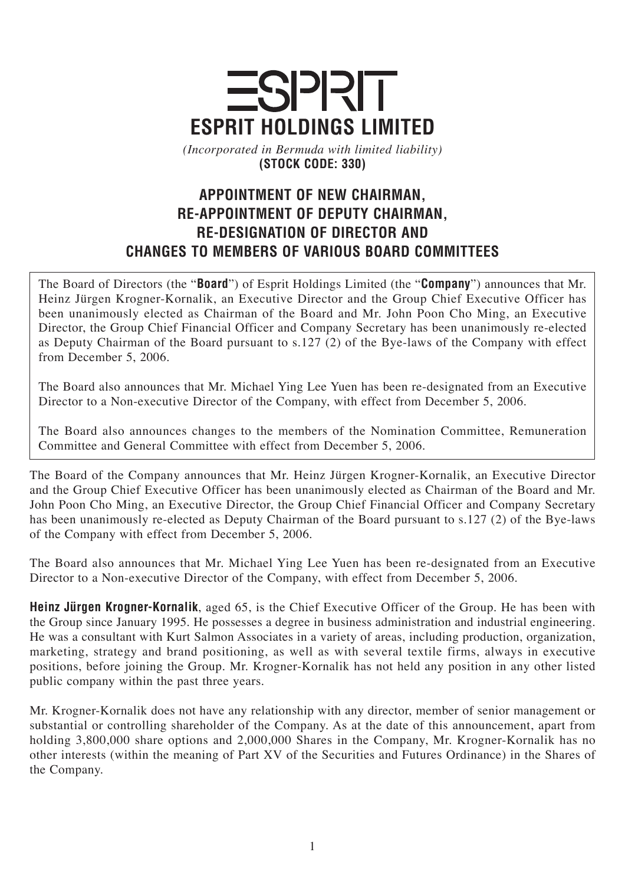# ESPRIT HOLDINGS LIMITED

*(Incorporated in Bermuda with limited liability)*

**(STOCK CODE: 330)**

## APPOINTMENT OF NEW CHAIRMAN, RE-APPOINTMENT OF DEPUTY CHAIRMAN, RE-DESIGNATION OF DIRECTOR AND CHANGES TO MEMBERS OF VARIOUS BOARD COMMITTEES

The Board of Directors (the "**Board**") of Esprit Holdings Limited (the "**Company**") announces that Mr. Heinz Jürgen Krogner-Kornalik, an Executive Director and the Group Chief Executive Officer has been unanimously elected as Chairman of the Board and Mr. John Poon Cho Ming, an Executive Director, the Group Chief Financial Officer and Company Secretary has been unanimously re-elected as Deputy Chairman of the Board pursuant to s.127 (2) of the Bye-laws of the Company with effect from December 5, 2006.

The Board also announces that Mr. Michael Ying Lee Yuen has been re-designated from an Executive Director to a Non-executive Director of the Company, with effect from December 5, 2006.

The Board also announces changes to the members of the Nomination Committee, Remuneration Committee and General Committee with effect from December 5, 2006.

The Board of the Company announces that Mr. Heinz Jürgen Krogner-Kornalik, an Executive Director and the Group Chief Executive Officer has been unanimously elected as Chairman of the Board and Mr. John Poon Cho Ming, an Executive Director, the Group Chief Financial Officer and Company Secretary has been unanimously re-elected as Deputy Chairman of the Board pursuant to s.127 (2) of the Bye-laws of the Company with effect from December 5, 2006.

The Board also announces that Mr. Michael Ying Lee Yuen has been re-designated from an Executive Director to a Non-executive Director of the Company, with effect from December 5, 2006.

**Heinz Jürgen Krogner-Kornalik**, aged 65, is the Chief Executive Officer of the Group. He has been with the Group since January 1995. He possesses a degree in business administration and industrial engineering. He was a consultant with Kurt Salmon Associates in a variety of areas, including production, organization, marketing, strategy and brand positioning, as well as with several textile firms, always in executive positions, before joining the Group. Mr. Krogner-Kornalik has not held any position in any other listed public company within the past three years.

Mr. Krogner-Kornalik does not have any relationship with any director, member of senior management or substantial or controlling shareholder of the Company. As at the date of this announcement, apart from holding 3,800,000 share options and 2,000,000 Shares in the Company, Mr. Krogner-Kornalik has no other interests (within the meaning of Part XV of the Securities and Futures Ordinance) in the Shares of the Company.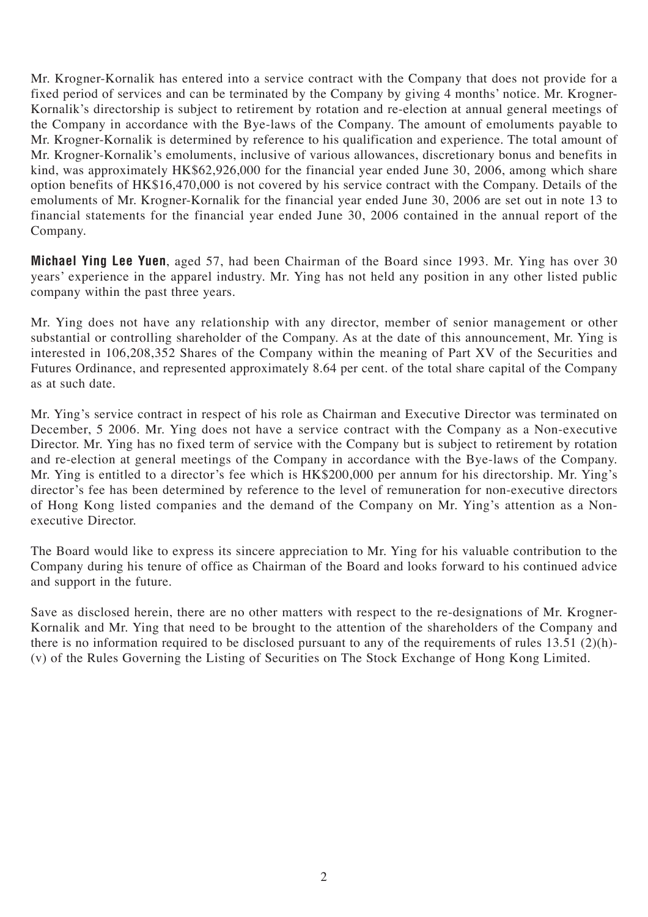Mr. Krogner-Kornalik has entered into a service contract with the Company that does not provide for a fixed period of services and can be terminated by the Company by giving 4 months' notice. Mr. Krogner-Kornalik's directorship is subject to retirement by rotation and re-election at annual general meetings of the Company in accordance with the Bye-laws of the Company. The amount of emoluments payable to Mr. Krogner-Kornalik is determined by reference to his qualification and experience. The total amount of Mr. Krogner-Kornalik's emoluments, inclusive of various allowances, discretionary bonus and benefits in kind, was approximately HK$62,926,000 for the financial year ended June 30, 2006, among which share option benefits of HK$16,470,000 is not covered by his service contract with the Company. Details of the emoluments of Mr. Krogner-Kornalik for the financial year ended June 30, 2006 are set out in note 13 to financial statements for the financial year ended June 30, 2006 contained in the annual report of the Company.

**Michael Ying Lee Yuen**, aged 57, had been Chairman of the Board since 1993. Mr. Ying has over 30 years' experience in the apparel industry. Mr. Ying has not held any position in any other listed public company within the past three years.

Mr. Ying does not have any relationship with any director, member of senior management or other substantial or controlling shareholder of the Company. As at the date of this announcement, Mr. Ying is interested in 106,208,352 Shares of the Company within the meaning of Part XV of the Securities and Futures Ordinance, and represented approximately 8.64 per cent. of the total share capital of the Company as at such date.

Mr. Ying's service contract in respect of his role as Chairman and Executive Director was terminated on December, 5 2006. Mr. Ying does not have a service contract with the Company as a Non-executive Director. Mr. Ying has no fixed term of service with the Company but is subject to retirement by rotation and re-election at general meetings of the Company in accordance with the Bye-laws of the Company. Mr. Ying is entitled to a director's fee which is HK$200,000 per annum for his directorship. Mr. Ying's director's fee has been determined by reference to the level of remuneration for non-executive directors of Hong Kong listed companies and the demand of the Company on Mr. Ying's attention as a Non-executive Director.

The Board would like to express its sincere appreciation to Mr. Ying for his valuable contribution to the Company during his tenure of office as Chairman of the Board and looks forward to his continued advice and support in the future.

Save as disclosed herein, there are no other matters with respect to the re-designations of Mr. Krogner-Kornalik and Mr. Ying that need to be brought to the attention of the shareholders of the Company and there is no information required to be disclosed pursuant to any of the requirements of rules 13.51 (2)(h)-(v) of the Rules Governing the Listing of Securities on The Stock Exchange of Hong Kong Limited.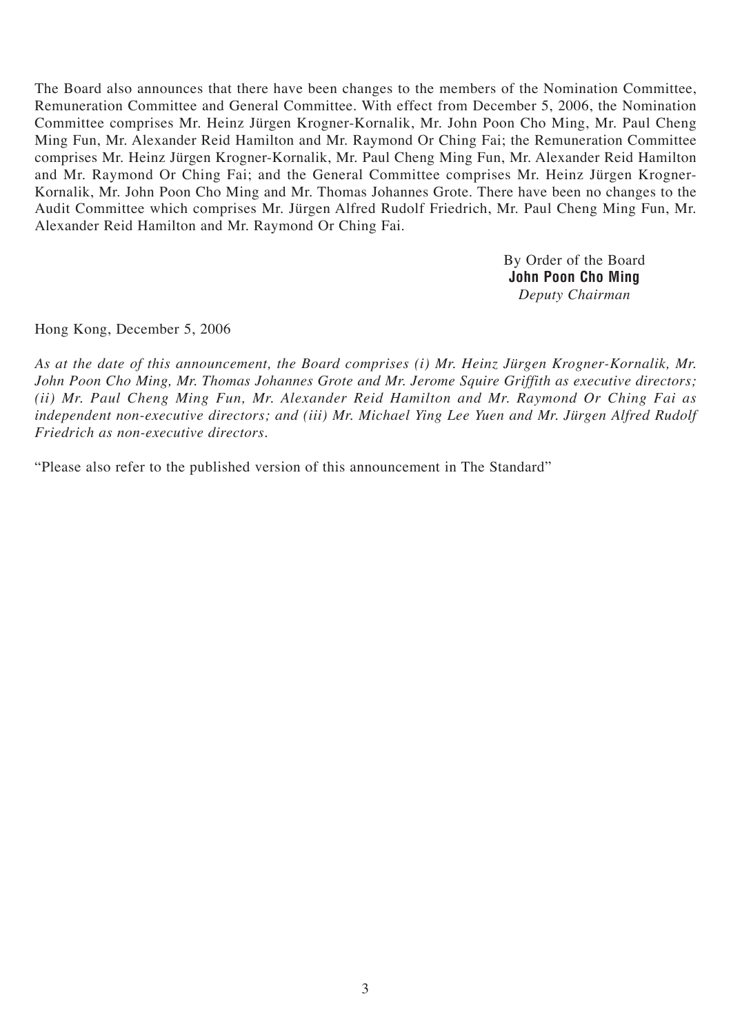The Board also announces that there have been changes to the members of the Nomination Committee, Remuneration Committee and General Committee. With effect from December 5, 2006, the Nomination Committee comprises Mr. Heinz Jürgen Krogner-Kornalik, Mr. John Poon Cho Ming, Mr. Paul Cheng Ming Fun, Mr. Alexander Reid Hamilton and Mr. Raymond Or Ching Fai; the Remuneration Committee comprises Mr. Heinz Jürgen Krogner-Kornalik, Mr. Paul Cheng Ming Fun, Mr. Alexander Reid Hamilton and Mr. Raymond Or Ching Fai; and the General Committee comprises Mr. Heinz Jürgen Krogner-Kornalik, Mr. John Poon Cho Ming and Mr. Thomas Johannes Grote. There have been no changes to the Audit Committee which comprises Mr. Jürgen Alfred Rudolf Friedrich, Mr. Paul Cheng Ming Fun, Mr. Alexander Reid Hamilton and Mr. Raymond Or Ching Fai.

By Order of the Board
**John Poon Cho Ming**
*Deputy Chairman*

Hong Kong, December 5, 2006

*As at the date of this announcement, the Board comprises (i) Mr. Heinz Jürgen Krogner-Kornalik, Mr. John Poon Cho Ming, Mr. Thomas Johannes Grote and Mr. Jerome Squire Griffith as executive directors; (ii) Mr. Paul Cheng Ming Fun, Mr. Alexander Reid Hamilton and Mr. Raymond Or Ching Fai as independent non-executive directors; and (iii) Mr. Michael Ying Lee Yuen and Mr. Jürgen Alfred Rudolf Friedrich as non-executive directors.*

"Please also refer to the published version of this announcement in The Standard"